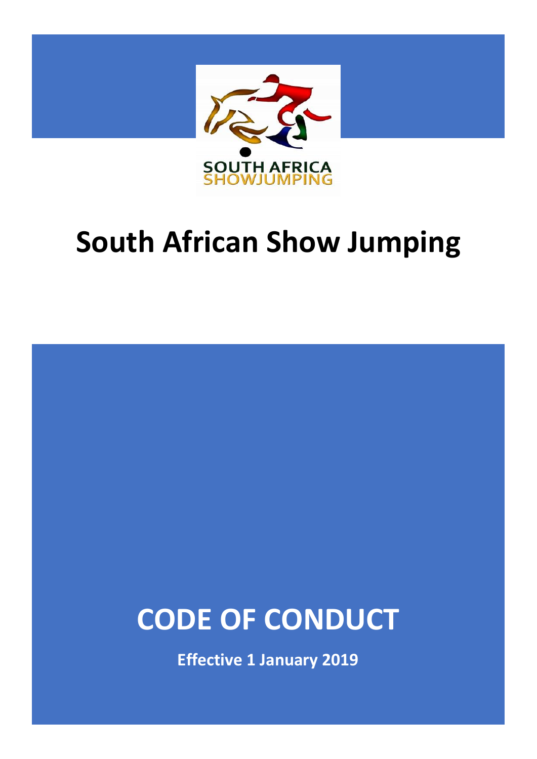SOUTH AFRICA SHOWJUMPING

# South African Show Jumping

# CODE OF CONDUCT

**Effective 1 January 2019**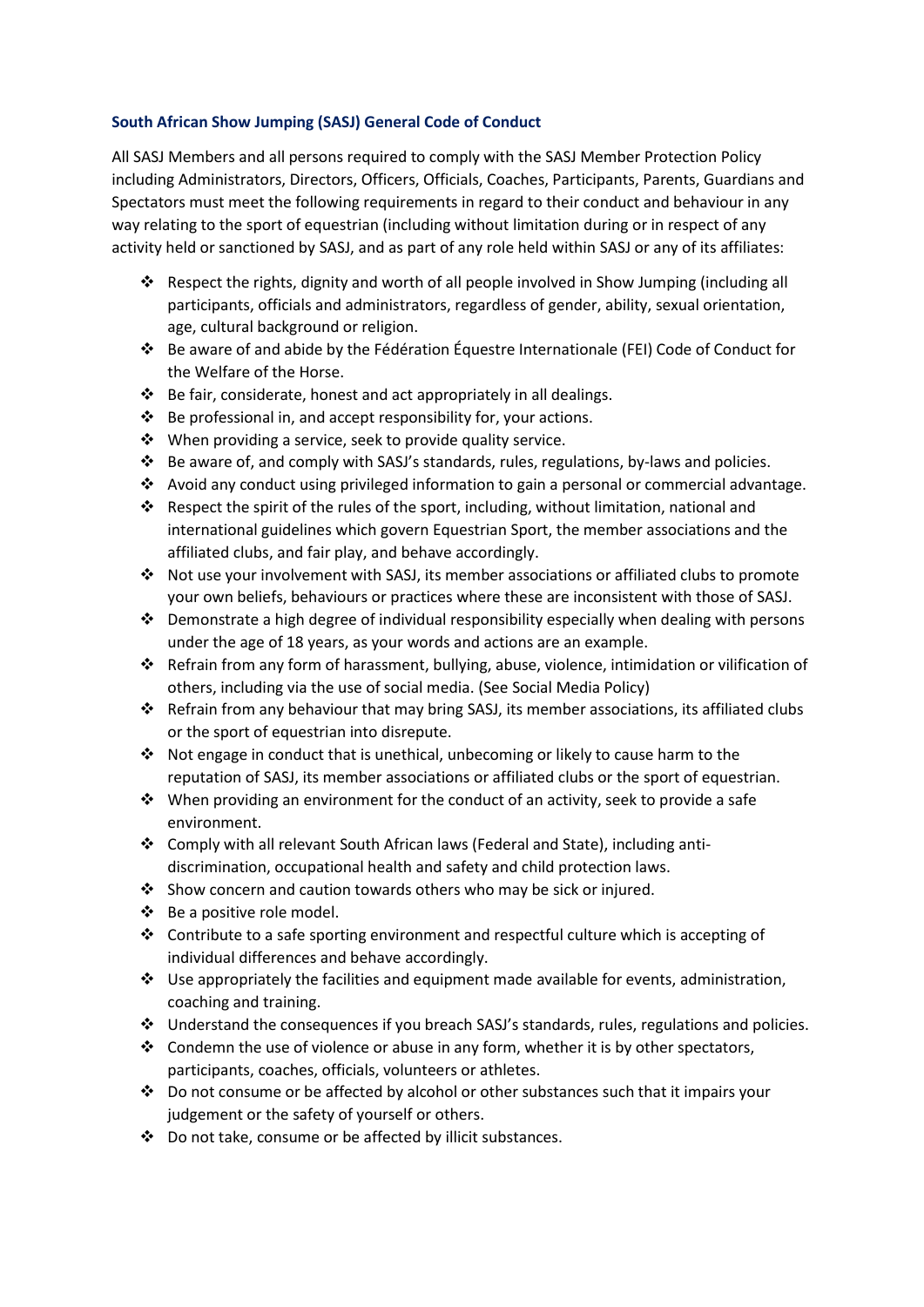### South African Show Jumping (SASJ) General Code of Conduct

All SASJ Members and all persons required to comply with the SASJ Member Protection Policy including Administrators, Directors, Officers, Officials, Coaches, Participants, Parents, Guardians and Spectators must meet the following requirements in regard to their conduct and behaviour in any way relating to the sport of equestrian (including without limitation during or in respect of any activity held or sanctioned by SASJ, and as part of any role held within SASJ or any of its affiliates:

- Respect the rights, dignity and worth of all people involved in Show Jumping (including all participants, officials and administrators, regardless of gender, ability, sexual orientation, age, cultural background or religion.
- Be aware of and abide by the Fédération Équestre Internationale (FEI) Code of Conduct for the Welfare of the Horse.
- Be fair, considerate, honest and act appropriately in all dealings.
- Be professional in, and accept responsibility for, your actions.
- When providing a service, seek to provide quality service.
- Be aware of, and comply with SASJ's standards, rules, regulations, by-laws and policies.
- Avoid any conduct using privileged information to gain a personal or commercial advantage.
- Respect the spirit of the rules of the sport, including, without limitation, national and international guidelines which govern Equestrian Sport, the member associations and the affiliated clubs, and fair play, and behave accordingly.
- Not use your involvement with SASJ, its member associations or affiliated clubs to promote your own beliefs, behaviours or practices where these are inconsistent with those of SASJ.
- Demonstrate a high degree of individual responsibility especially when dealing with persons under the age of 18 years, as your words and actions are an example.
- Refrain from any form of harassment, bullying, abuse, violence, intimidation or vilification of others, including via the use of social media. (See Social Media Policy)
- Refrain from any behaviour that may bring SASJ, its member associations, its affiliated clubs or the sport of equestrian into disrepute.
- Not engage in conduct that is unethical, unbecoming or likely to cause harm to the reputation of SASJ, its member associations or affiliated clubs or the sport of equestrian.
- When providing an environment for the conduct of an activity, seek to provide a safe environment.
- Comply with all relevant South African laws (Federal and State), including anti-discrimination, occupational health and safety and child protection laws.
- Show concern and caution towards others who may be sick or injured.
- Be a positive role model.
- Contribute to a safe sporting environment and respectful culture which is accepting of individual differences and behave accordingly.
- Use appropriately the facilities and equipment made available for events, administration, coaching and training.
- Understand the consequences if you breach SASJ's standards, rules, regulations and policies.
- Condemn the use of violence or abuse in any form, whether it is by other spectators, participants, coaches, officials, volunteers or athletes.
- Do not consume or be affected by alcohol or other substances such that it impairs your judgement or the safety of yourself or others.
- Do not take, consume or be affected by illicit substances.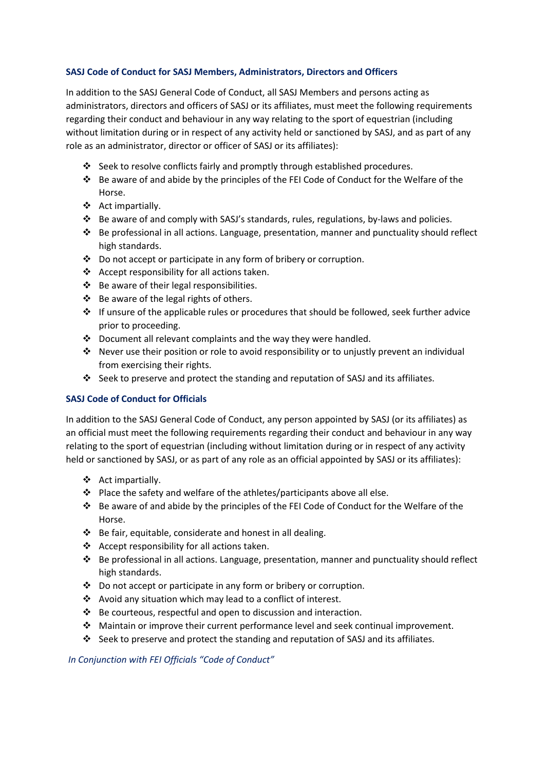### SASJ Code of Conduct for SASJ Members, Administrators, Directors and Officers

In addition to the SASJ General Code of Conduct, all SASJ Members and persons acting as administrators, directors and officers of SASJ or its affiliates, must meet the following requirements regarding their conduct and behaviour in any way relating to the sport of equestrian (including without limitation during or in respect of any activity held or sanctioned by SASJ, and as part of any role as an administrator, director or officer of SASJ or its affiliates):

- Seek to resolve conflicts fairly and promptly through established procedures.
- Be aware of and abide by the principles of the FEI Code of Conduct for the Welfare of the Horse.
- Act impartially.
- Be aware of and comply with SASJ's standards, rules, regulations, by-laws and policies.
- Be professional in all actions. Language, presentation, manner and punctuality should reflect high standards.
- Do not accept or participate in any form of bribery or corruption.
- Accept responsibility for all actions taken.
- Be aware of their legal responsibilities.
- Be aware of the legal rights of others.
- If unsure of the applicable rules or procedures that should be followed, seek further advice prior to proceeding.
- Document all relevant complaints and the way they were handled.
- Never use their position or role to avoid responsibility or to unjustly prevent an individual from exercising their rights.
- Seek to preserve and protect the standing and reputation of SASJ and its affiliates.

### SASJ Code of Conduct for Officials

In addition to the SASJ General Code of Conduct, any person appointed by SASJ (or its affiliates) as an official must meet the following requirements regarding their conduct and behaviour in any way relating to the sport of equestrian (including without limitation during or in respect of any activity held or sanctioned by SASJ, or as part of any role as an official appointed by SASJ or its affiliates):

- Act impartially.
- Place the safety and welfare of the athletes/participants above all else.
- Be aware of and abide by the principles of the FEI Code of Conduct for the Welfare of the Horse.
- Be fair, equitable, considerate and honest in all dealing.
- Accept responsibility for all actions taken.
- Be professional in all actions. Language, presentation, manner and punctuality should reflect high standards.
- Do not accept or participate in any form or bribery or corruption.
- Avoid any situation which may lead to a conflict of interest.
- Be courteous, respectful and open to discussion and interaction.
- Maintain or improve their current performance level and seek continual improvement.
- Seek to preserve and protect the standing and reputation of SASJ and its affiliates.

*In Conjunction with FEI Officials "Code of Conduct"*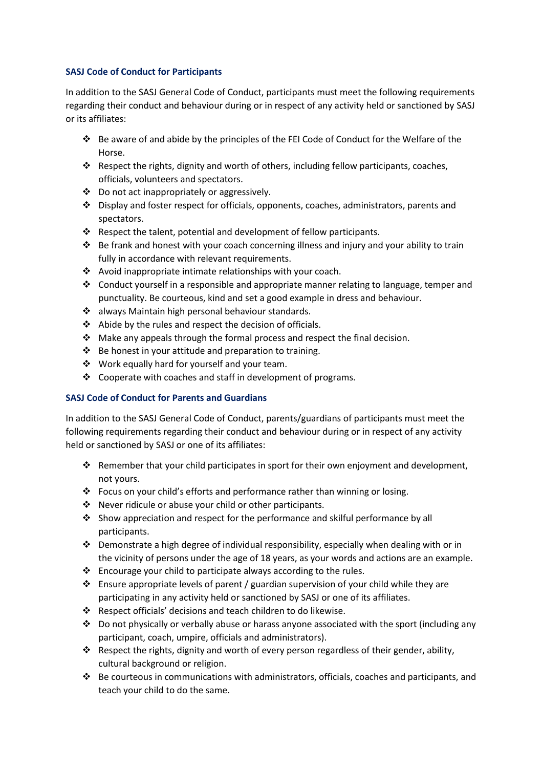**SASJ Code of Conduct for Participants**

In addition to the SASJ General Code of Conduct, participants must meet the following requirements regarding their conduct and behaviour during or in respect of any activity held or sanctioned by SASJ or its affiliates:

- Be aware of and abide by the principles of the FEI Code of Conduct for the Welfare of the Horse.
- Respect the rights, dignity and worth of others, including fellow participants, coaches, officials, volunteers and spectators.
- Do not act inappropriately or aggressively.
- Display and foster respect for officials, opponents, coaches, administrators, parents and spectators.
- Respect the talent, potential and development of fellow participants.
- Be frank and honest with your coach concerning illness and injury and your ability to train fully in accordance with relevant requirements.
- Avoid inappropriate intimate relationships with your coach.
- Conduct yourself in a responsible and appropriate manner relating to language, temper and punctuality. Be courteous, kind and set a good example in dress and behaviour.
- always Maintain high personal behaviour standards.
- Abide by the rules and respect the decision of officials.
- Make any appeals through the formal process and respect the final decision.
- Be honest in your attitude and preparation to training.
- Work equally hard for yourself and your team.
- Cooperate with coaches and staff in development of programs.

**SASJ Code of Conduct for Parents and Guardians**

In addition to the SASJ General Code of Conduct, parents/guardians of participants must meet the following requirements regarding their conduct and behaviour during or in respect of any activity held or sanctioned by SASJ or one of its affiliates:

- Remember that your child participates in sport for their own enjoyment and development, not yours.
- Focus on your child's efforts and performance rather than winning or losing.
- Never ridicule or abuse your child or other participants.
- Show appreciation and respect for the performance and skilful performance by all participants.
- Demonstrate a high degree of individual responsibility, especially when dealing with or in the vicinity of persons under the age of 18 years, as your words and actions are an example.
- Encourage your child to participate always according to the rules.
- Ensure appropriate levels of parent / guardian supervision of your child while they are participating in any activity held or sanctioned by SASJ or one of its affiliates.
- Respect officials' decisions and teach children to do likewise.
- Do not physically or verbally abuse or harass anyone associated with the sport (including any participant, coach, umpire, officials and administrators).
- Respect the rights, dignity and worth of every person regardless of their gender, ability, cultural background or religion.
- Be courteous in communications with administrators, officials, coaches and participants, and teach your child to do the same.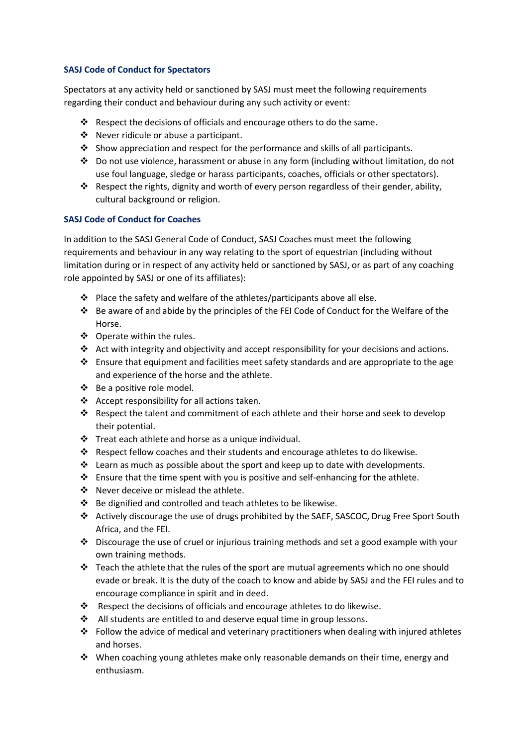### SASJ Code of Conduct for Spectators

Spectators at any activity held or sanctioned by SASJ must meet the following requirements regarding their conduct and behaviour during any such activity or event:

- Respect the decisions of officials and encourage others to do the same.
- Never ridicule or abuse a participant.
- Show appreciation and respect for the performance and skills of all participants.
- Do not use violence, harassment or abuse in any form (including without limitation, do not use foul language, sledge or harass participants, coaches, officials or other spectators).
- Respect the rights, dignity and worth of every person regardless of their gender, ability, cultural background or religion.

### SASJ Code of Conduct for Coaches

In addition to the SASJ General Code of Conduct, SASJ Coaches must meet the following requirements and behaviour in any way relating to the sport of equestrian (including without limitation during or in respect of any activity held or sanctioned by SASJ, or as part of any coaching role appointed by SASJ or one of its affiliates):

- Place the safety and welfare of the athletes/participants above all else.
- Be aware of and abide by the principles of the FEI Code of Conduct for the Welfare of the Horse.
- Operate within the rules.
- Act with integrity and objectivity and accept responsibility for your decisions and actions.
- Ensure that equipment and facilities meet safety standards and are appropriate to the age and experience of the horse and the athlete.
- Be a positive role model.
- Accept responsibility for all actions taken.
- Respect the talent and commitment of each athlete and their horse and seek to develop their potential.
- Treat each athlete and horse as a unique individual.
- Respect fellow coaches and their students and encourage athletes to do likewise.
- Learn as much as possible about the sport and keep up to date with developments.
- Ensure that the time spent with you is positive and self-enhancing for the athlete.
- Never deceive or mislead the athlete.
- Be dignified and controlled and teach athletes to be likewise.
- Actively discourage the use of drugs prohibited by the SAEF, SASCOC, Drug Free Sport South Africa, and the FEI.
- Discourage the use of cruel or injurious training methods and set a good example with your own training methods.
- Teach the athlete that the rules of the sport are mutual agreements which no one should evade or break. It is the duty of the coach to know and abide by SASJ and the FEI rules and to encourage compliance in spirit and in deed.
- Respect the decisions of officials and encourage athletes to do likewise.
- All students are entitled to and deserve equal time in group lessons.
- Follow the advice of medical and veterinary practitioners when dealing with injured athletes and horses.
- When coaching young athletes make only reasonable demands on their time, energy and enthusiasm.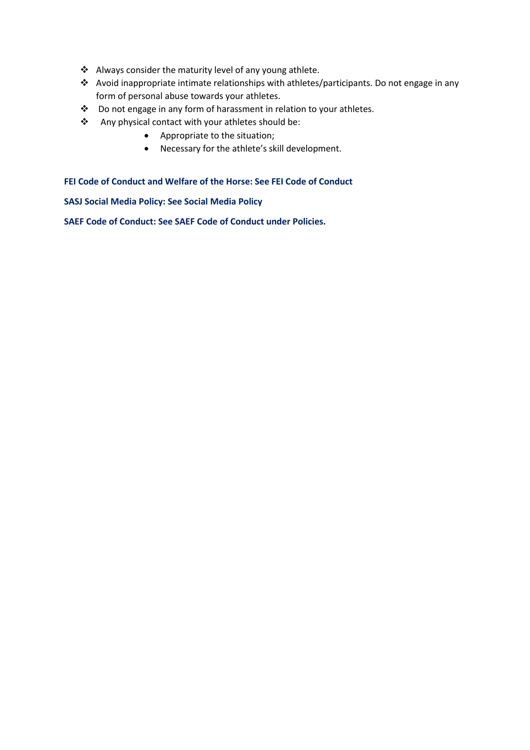- Always consider the maturity level of any young athlete.
- Avoid inappropriate intimate relationships with athletes/participants. Do not engage in any form of personal abuse towards your athletes.
- Do not engage in any form of harassment in relation to your athletes.
- Any physical contact with your athletes should be:
    - Appropriate to the situation;
    - Necessary for the athlete's skill development.

**FEI Code of Conduct and Welfare of the Horse: See FEI Code of Conduct**

**SASJ Social Media Policy: See Social Media Policy**

**SAEF Code of Conduct: See SAEF Code of Conduct under Policies.**